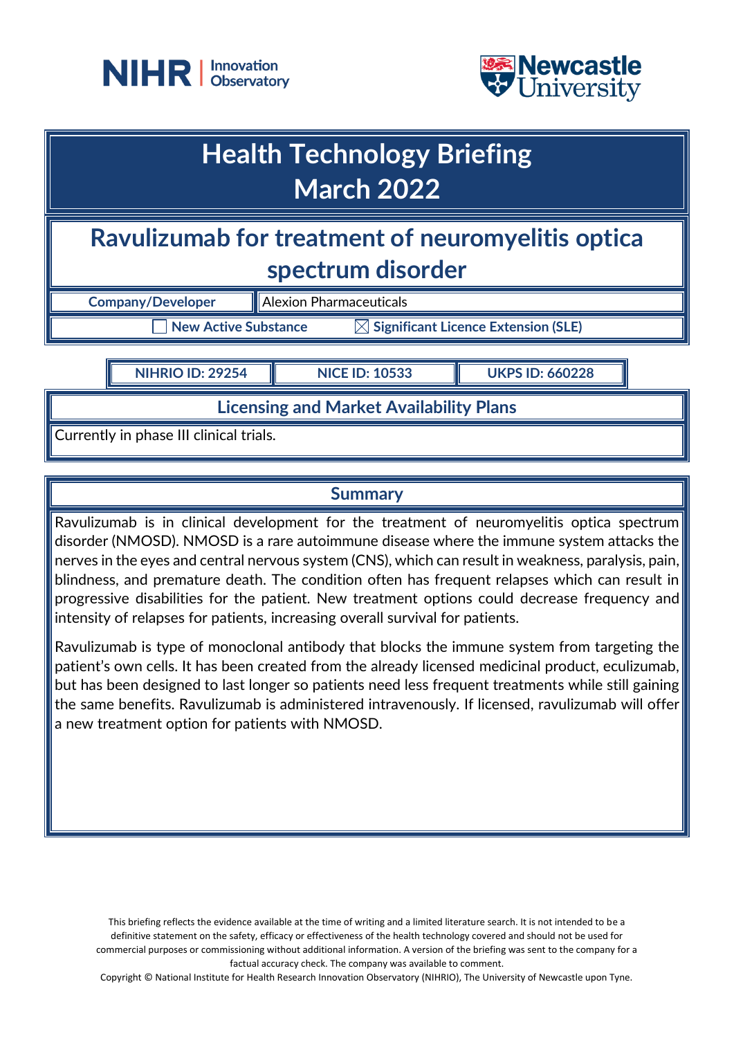# Health Technology Briefing
# March 2022

## Ravulizumab for treatment of neuromyelitis optica spectrum disorder

| | |
|---|---|
| **Company/Developer** | Alexion Pharmaceuticals |

☐ **New Active Substance** ☒ **Significant Licence Extension (SLE)**

| | | |
|---|---|---|
| **NIHRIO ID: 29254** | **NICE ID: 10533** | **UKPS ID: 660228** |

### Licensing and Market Availability Plans

Currently in phase III clinical trials.

### Summary

Ravulizumab is in clinical development for the treatment of neuromyelitis optica spectrum disorder (NMOSD). NMOSD is a rare autoimmune disease where the immune system attacks the nerves in the eyes and central nervous system (CNS), which can result in weakness, paralysis, pain, blindness, and premature death. The condition often has frequent relapses which can result in progressive disabilities for the patient. New treatment options could decrease frequency and intensity of relapses for patients, increasing overall survival for patients.

Ravulizumab is type of monoclonal antibody that blocks the immune system from targeting the patient's own cells. It has been created from the already licensed medicinal product, eculizumab, but has been designed to last longer so patients need less frequent treatments while still gaining the same benefits. Ravulizumab is administered intravenously. If licensed, ravulizumab will offer a new treatment option for patients with NMOSD.

This briefing reflects the evidence available at the time of writing and a limited literature search. It is not intended to be a definitive statement on the safety, efficacy or effectiveness of the health technology covered and should not be used for commercial purposes or commissioning without additional information. A version of the briefing was sent to the company for a factual accuracy check. The company was available to comment.

Copyright © National Institute for Health Research Innovation Observatory (NIHRIO), The University of Newcastle upon Tyne.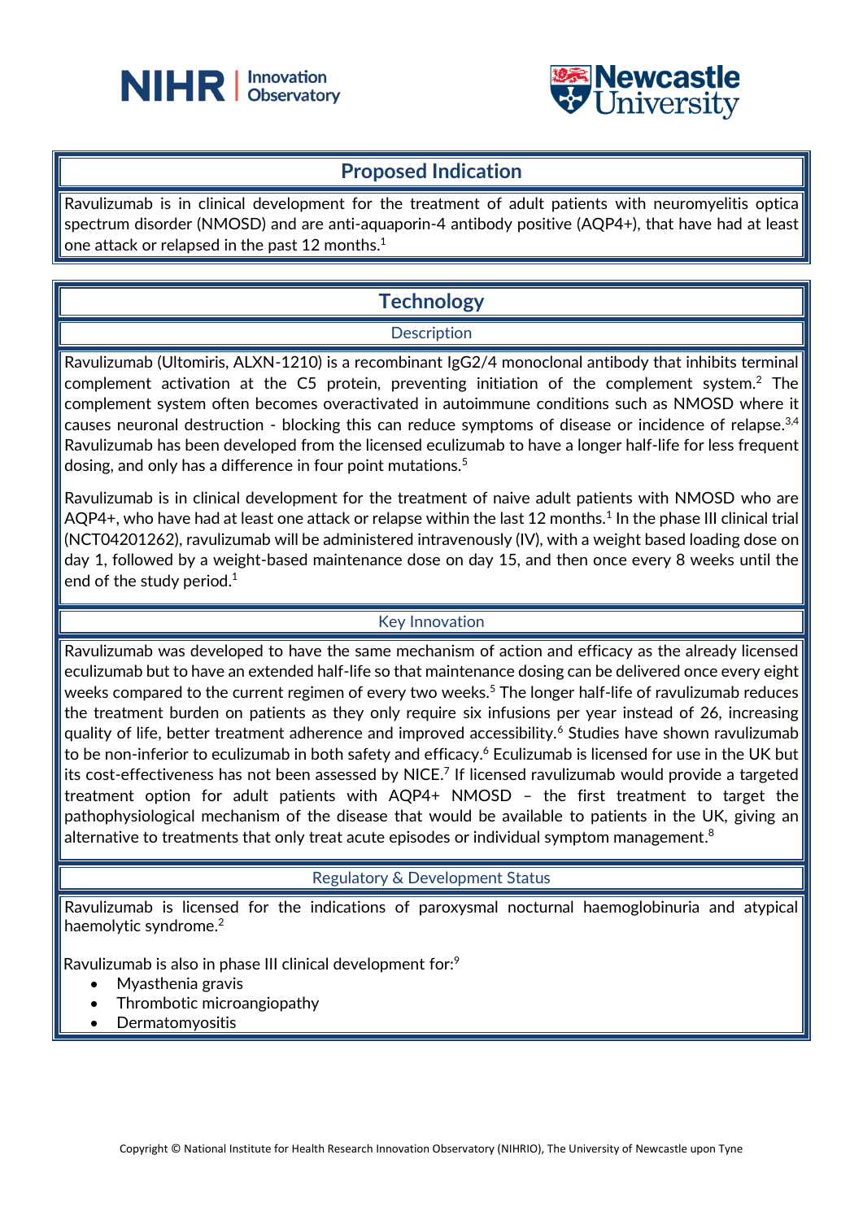## Proposed Indication

Ravulizumab is in clinical development for the treatment of adult patients with neuromyelitis optica spectrum disorder (NMOSD) and are anti-aquaporin-4 antibody positive (AQP4+), that have had at least one attack or relapsed in the past 12 months.[1]

## Technology

### Description

Ravulizumab (Ultomiris, ALXN-1210) is a recombinant IgG2/4 monoclonal antibody that inhibits terminal complement activation at the C5 protein, preventing initiation of the complement system.[2] The complement system often becomes overactivated in autoimmune conditions such as NMOSD where it causes neuronal destruction - blocking this can reduce symptoms of disease or incidence of relapse.[3,4] Ravulizumab has been developed from the licensed eculizumab to have a longer half-life for less frequent dosing, and only has a difference in four point mutations.[5]

Ravulizumab is in clinical development for the treatment of naive adult patients with NMOSD who are AQP4+, who have had at least one attack or relapse within the last 12 months.[1] In the phase III clinical trial (NCT04201262), ravulizumab will be administered intravenously (IV), with a weight based loading dose on day 1, followed by a weight-based maintenance dose on day 15, and then once every 8 weeks until the end of the study period.[1]

### Key Innovation

Ravulizumab was developed to have the same mechanism of action and efficacy as the already licensed eculizumab but to have an extended half-life so that maintenance dosing can be delivered once every eight weeks compared to the current regimen of every two weeks.[5] The longer half-life of ravulizumab reduces the treatment burden on patients as they only require six infusions per year instead of 26, increasing quality of life, better treatment adherence and improved accessibility.[6] Studies have shown ravulizumab to be non-inferior to eculizumab in both safety and efficacy.[6] Eculizumab is licensed for use in the UK but its cost-effectiveness has not been assessed by NICE.[7] If licensed ravulizumab would provide a targeted treatment option for adult patients with AQP4+ NMOSD – the first treatment to target the pathophysiological mechanism of the disease that would be available to patients in the UK, giving an alternative to treatments that only treat acute episodes or individual symptom management.[8]

### Regulatory & Development Status

Ravulizumab is licensed for the indications of paroxysmal nocturnal haemoglobinuria and atypical haemolytic syndrome.[2]

Ravulizumab is also in phase III clinical development for:[9]

- Myasthenia gravis
- Thrombotic microangiopathy
- Dermatomyositis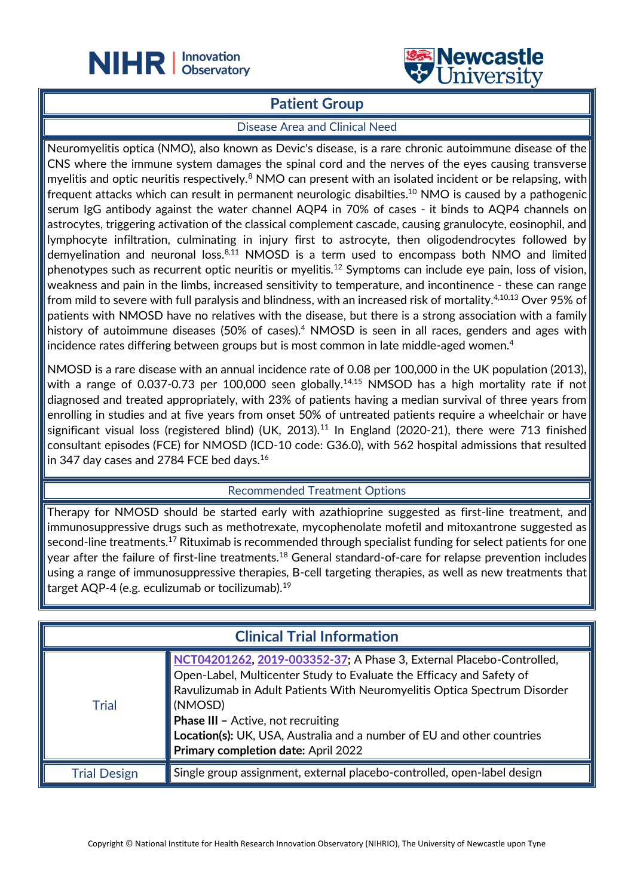## Patient Group

### Disease Area and Clinical Need

Neuromyelitis optica (NMO), also known as Devic's disease, is a rare chronic autoimmune disease of the CNS where the immune system damages the spinal cord and the nerves of the eyes causing transverse myelitis and optic neuritis respectively.[8] NMO can present with an isolated incident or be relapsing, with frequent attacks which can result in permanent neurologic disabilties.[10] NMO is caused by a pathogenic serum IgG antibody against the water channel AQP4 in 70% of cases - it binds to AQP4 channels on astrocytes, triggering activation of the classical complement cascade, causing granulocyte, eosinophil, and lymphocyte infiltration, culminating in injury first to astrocyte, then oligodendrocytes followed by demyelination and neuronal loss.[8,11] NMOSD is a term used to encompass both NMO and limited phenotypes such as recurrent optic neuritis or myelitis.[12] Symptoms can include eye pain, loss of vision, weakness and pain in the limbs, increased sensitivity to temperature, and incontinence - these can range from mild to severe with full paralysis and blindness, with an increased risk of mortality.[4,10,13] Over 95% of patients with NMOSD have no relatives with the disease, but there is a strong association with a family history of autoimmune diseases (50% of cases).[4] NMOSD is seen in all races, genders and ages with incidence rates differing between groups but is most common in late middle-aged women.[4]

NMOSD is a rare disease with an annual incidence rate of 0.08 per 100,000 in the UK population (2013), with a range of 0.037-0.73 per 100,000 seen globally.[14,15] NMSOD has a high mortality rate if not diagnosed and treated appropriately, with 23% of patients having a median survival of three years from enrolling in studies and at five years from onset 50% of untreated patients require a wheelchair or have significant visual loss (registered blind) (UK, 2013).[11] In England (2020-21), there were 713 finished consultant episodes (FCE) for NMOSD (ICD-10 code: G36.0), with 562 hospital admissions that resulted in 347 day cases and 2784 FCE bed days.[16]

### Recommended Treatment Options

Therapy for NMOSD should be started early with azathioprine suggested as first-line treatment, and immunosuppressive drugs such as methotrexate, mycophenolate mofetil and mitoxantrone suggested as second-line treatments.[17] Rituximab is recommended through specialist funding for select patients for one year after the failure of first-line treatments.[18] General standard-of-care for relapse prevention includes using a range of immunosuppressive therapies, B-cell targeting therapies, as well as new treatments that target AQP-4 (e.g. eculizumab or tocilizumab).[19]

## Clinical Trial Information

| | |
|---|---|
| Trial | **NCT04201262, 2019-003352-37;** A Phase 3, External Placebo-Controlled, Open-Label, Multicenter Study to Evaluate the Efficacy and Safety of Ravulizumab in Adult Patients With Neuromyelitis Optica Spectrum Disorder (NMOSD)<br>**Phase III –** Active, not recruiting<br>**Location(s):** UK, USA, Australia and a number of EU and other countries<br>**Primary completion date:** April 2022 |
| Trial Design | Single group assignment, external placebo-controlled, open-label design |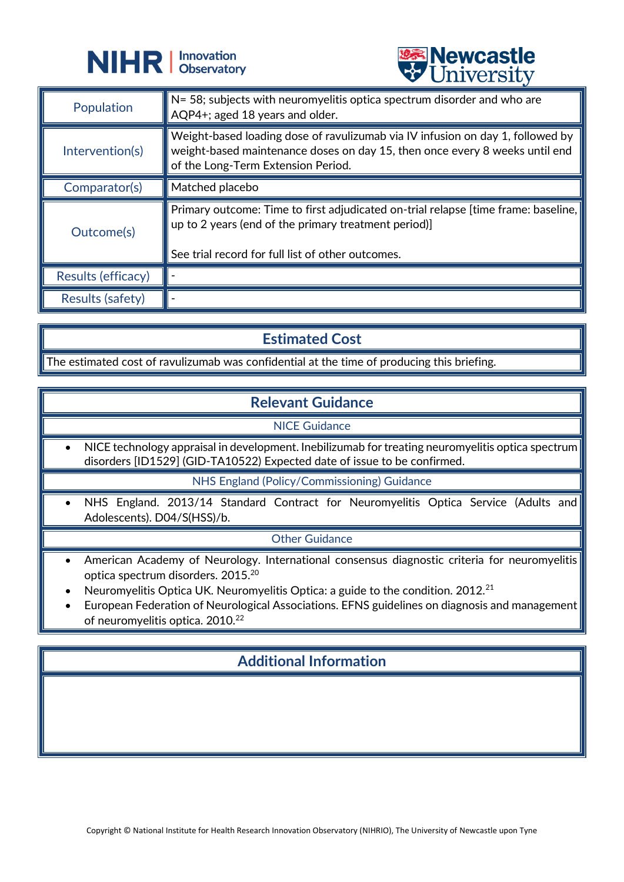| | |
|---|---|
| Population | N= 58; subjects with neuromyelitis optica spectrum disorder and who are AQP4+; aged 18 years and older. |
| Intervention(s) | Weight-based loading dose of ravulizumab via IV infusion on day 1, followed by weight-based maintenance doses on day 15, then once every 8 weeks until end of the Long-Term Extension Period. |
| Comparator(s) | Matched placebo |
| Outcome(s) | Primary outcome: Time to first adjudicated on-trial relapse [time frame: baseline, up to 2 years (end of the primary treatment period)]<br><br>See trial record for full list of other outcomes. |
| Results (efficacy) | - |
| Results (safety) | - |

## Estimated Cost

The estimated cost of ravulizumab was confidential at the time of producing this briefing.

## Relevant Guidance

### NICE Guidance

- NICE technology appraisal in development. Inebilizumab for treating neuromyelitis optica spectrum disorders [ID1529] (GID-TA10522) Expected date of issue to be confirmed.

### NHS England (Policy/Commissioning) Guidance

- NHS England. 2013/14 Standard Contract for Neuromyelitis Optica Service (Adults and Adolescents). D04/S(HSS)/b.

### Other Guidance

- American Academy of Neurology. International consensus diagnostic criteria for neuromyelitis optica spectrum disorders. 2015.[20]
- Neuromyelitis Optica UK. Neuromyelitis Optica: a guide to the condition. 2012.[21]
- European Federation of Neurological Associations. EFNS guidelines on diagnosis and management of neuromyelitis optica. 2010.[22]

## Additional Information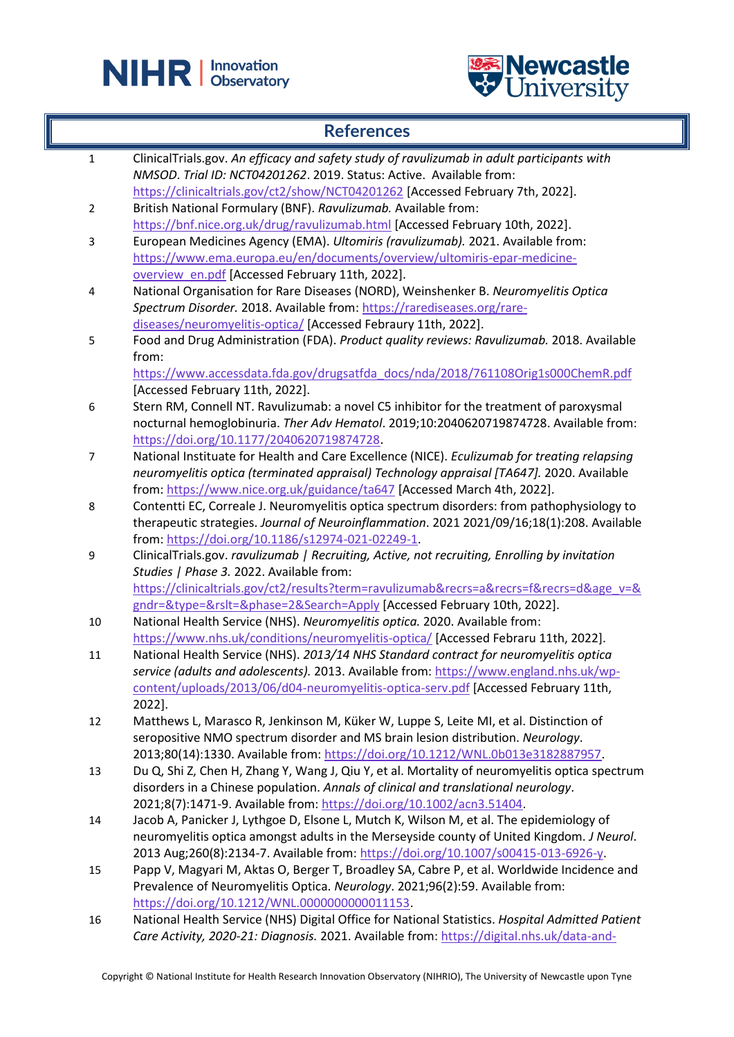# References

1. ClinicalTrials.gov. *An efficacy and safety study of ravulizumab in adult participants with NMSOD. Trial ID: NCT04201262*. 2019. Status: Active. Available from: https://clinicaltrials.gov/ct2/show/NCT04201262 [Accessed February 7th, 2022].
2. British National Formulary (BNF). *Ravulizumab.* Available from: https://bnf.nice.org.uk/drug/ravulizumab.html [Accessed February 10th, 2022].
3. European Medicines Agency (EMA). *Ultomiris (ravulizumab).* 2021. Available from: https://www.ema.europa.eu/en/documents/overview/ultomiris-epar-medicine-overview_en.pdf [Accessed February 11th, 2022].
4. National Organisation for Rare Diseases (NORD), Weinshenker B. *Neuromyelitis Optica Spectrum Disorder.* 2018. Available from: https://rarediseases.org/rare-diseases/neuromyelitis-optica/ [Accessed Febraury 11th, 2022].
5. Food and Drug Administration (FDA). *Product quality reviews: Ravulizumab.* 2018. Available from: https://www.accessdata.fda.gov/drugsatfda_docs/nda/2018/761108Orig1s000ChemR.pdf [Accessed February 11th, 2022].
6. Stern RM, Connell NT. Ravulizumab: a novel C5 inhibitor for the treatment of paroxysmal nocturnal hemoglobinuria. *Ther Adv Hematol*. 2019;10:2040620719874728. Available from: https://doi.org/10.1177/2040620719874728.
7. National Institute for Health and Care Excellence (NICE). *Eculizumab for treating relapsing neuromyelitis optica (terminated appraisal) Technology appraisal [TA647].* 2020. Available from: https://www.nice.org.uk/guidance/ta647 [Accessed March 4th, 2022].
8. Contentti EC, Correale J. Neuromyelitis optica spectrum disorders: from pathophysiology to therapeutic strategies. *Journal of Neuroinflammation*. 2021 2021/09/16;18(1):208. Available from: https://doi.org/10.1186/s12974-021-02249-1.
9. ClinicalTrials.gov. *ravulizumab | Recruiting, Active, not recruiting, Enrolling by invitation Studies | Phase 3.* 2022. Available from: https://clinicaltrials.gov/ct2/results?term=ravulizumab&recrs=a&recrs=f&recrs=d&age_v=&gndr=&type=&rslt=&phase=2&Search=Apply [Accessed February 10th, 2022].
10. National Health Service (NHS). *Neuromyelitis optica.* 2020. Available from: https://www.nhs.uk/conditions/neuromyelitis-optica/ [Accessed Febraru 11th, 2022].
11. National Health Service (NHS). *2013/14 NHS Standard contract for neuromyelitis optica service (adults and adolescents).* 2013. Available from: https://www.england.nhs.uk/wp-content/uploads/2013/06/d04-neuromyelitis-optica-serv.pdf [Accessed February 11th, 2022].
12. Matthews L, Marasco R, Jenkinson M, Küker W, Luppe S, Leite MI, et al. Distinction of seropositive NMO spectrum disorder and MS brain lesion distribution. *Neurology*. 2013;80(14):1330. Available from: https://doi.org/10.1212/WNL.0b013e3182887957.
13. Du Q, Shi Z, Chen H, Zhang Y, Wang J, Qiu Y, et al. Mortality of neuromyelitis optica spectrum disorders in a Chinese population. *Annals of clinical and translational neurology*. 2021;8(7):1471-9. Available from: https://doi.org/10.1002/acn3.51404.
14. Jacob A, Panicker J, Lythgoe D, Elsone L, Mutch K, Wilson M, et al. The epidemiology of neuromyelitis optica amongst adults in the Merseyside county of United Kingdom. *J Neurol*. 2013 Aug;260(8):2134-7. Available from: https://doi.org/10.1007/s00415-013-6926-y.
15. Papp V, Magyari M, Aktas O, Berger T, Broadley SA, Cabre P, et al. Worldwide Incidence and Prevalence of Neuromyelitis Optica. *Neurology*. 2021;96(2):59. Available from: https://doi.org/10.1212/WNL.0000000000011153.
16. National Health Service (NHS) Digital Office for National Statistics. *Hospital Admitted Patient Care Activity, 2020-21: Diagnosis.* 2021. Available from: https://digital.nhs.uk/data-and-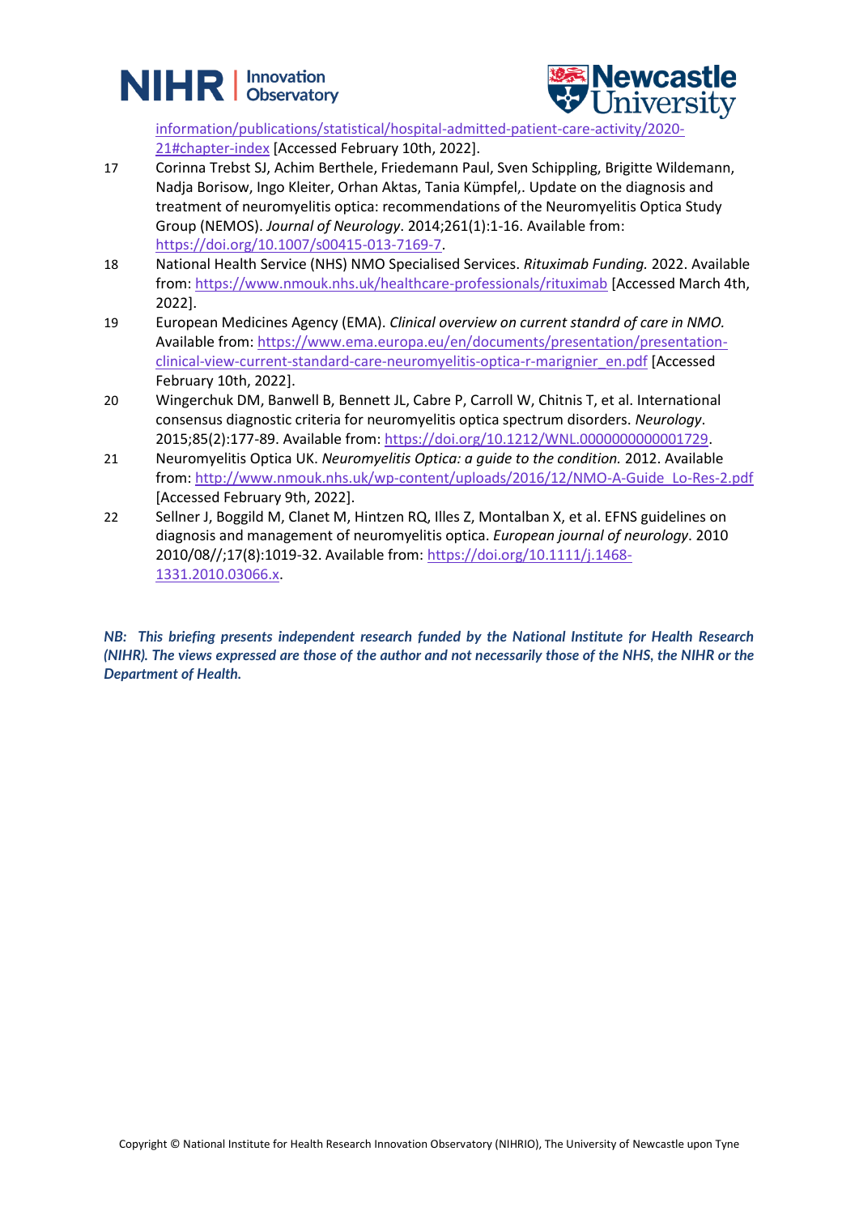information/publications/statistical/hospital-admitted-patient-care-activity/2020-21#chapter-index [Accessed February 10th, 2022].

17 Corinna Trebst SJ, Achim Berthele, Friedemann Paul, Sven Schippling, Brigitte Wildemann, Nadja Borisow, Ingo Kleiter, Orhan Aktas, Tania Kümpfel,. Update on the diagnosis and treatment of neuromyelitis optica: recommendations of the Neuromyelitis Optica Study Group (NEMOS). *Journal of Neurology*. 2014;261(1):1-16. Available from: https://doi.org/10.1007/s00415-013-7169-7.

18 National Health Service (NHS) NMO Specialised Services. *Rituximab Funding.* 2022. Available from: https://www.nmouk.nhs.uk/healthcare-professionals/rituximab [Accessed March 4th, 2022].

19 European Medicines Agency (EMA). *Clinical overview on current standrd of care in NMO.* Available from: https://www.ema.europa.eu/en/documents/presentation/presentation-clinical-view-current-standard-care-neuromyelitis-optica-r-marignier_en.pdf [Accessed February 10th, 2022].

20 Wingerchuk DM, Banwell B, Bennett JL, Cabre P, Carroll W, Chitnis T, et al. International consensus diagnostic criteria for neuromyelitis optica spectrum disorders. *Neurology*. 2015;85(2):177-89. Available from: https://doi.org/10.1212/WNL.0000000000001729.

21 Neuromyelitis Optica UK. *Neuromyelitis Optica: a guide to the condition.* 2012. Available from: http://www.nmouk.nhs.uk/wp-content/uploads/2016/12/NMO-A-Guide_Lo-Res-2.pdf [Accessed February 9th, 2022].

22 Sellner J, Boggild M, Clanet M, Hintzen RQ, Illes Z, Montalban X, et al. EFNS guidelines on diagnosis and management of neuromyelitis optica. *European journal of neurology*. 2010 2010/08//;17(8):1019-32. Available from: https://doi.org/10.1111/j.1468-1331.2010.03066.x.

***NB: This briefing presents independent research funded by the National Institute for Health Research (NIHR). The views expressed are those of the author and not necessarily those of the NHS, the NIHR or the Department of Health.***

Copyright © National Institute for Health Research Innovation Observatory (NIHRIO), The University of Newcastle upon Tyne